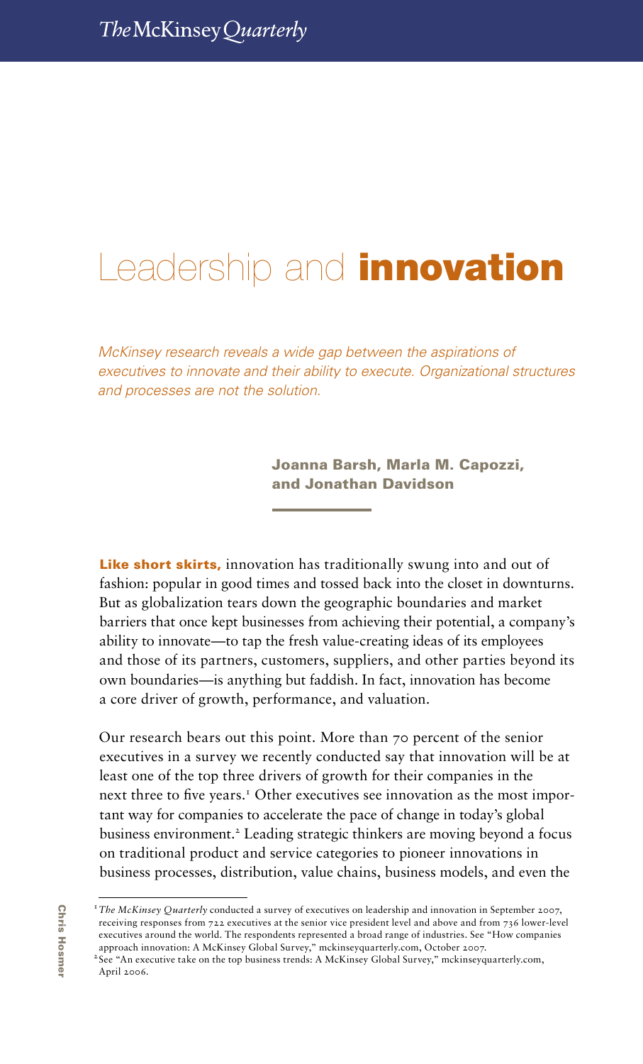# Leadership and **innovation**

*McKinsey research reveals a wide gap between the aspirations of executives to innovate and their ability to execute. Organizational structures and processes are not the solution.*

**Joanna Barsh, Marla M. Capozzi, and Jonathan Davidson**

**Like short skirts,** innovation has traditionally swung into and out of fashion: popular in good times and tossed back into the closet in downturns. But as globalization tears down the geographic boundaries and market barriers that once kept businesses from achieving their potential, a company's ability to innovate—to tap the fresh value-creating ideas of its employees and those of its partners, customers, suppliers, and other parties beyond its own boundaries—is anything but faddish. In fact, innovation has become a core driver of growth, performance, and valuation.

Our research bears out this point. More than 70 percent of the senior executives in a survey we recently conducted say that innovation will be at least one of the top three drivers of growth for their companies in the next three to five years.[1] Other executives see innovation as the most important way for companies to accelerate the pace of change in today's global business environment.[2] Leading strategic thinkers are moving beyond a focus on traditional product and service categories to pioneer innovations in business processes, distribution, value chains, business models, and even the

[1] *The McKinsey Quarterly* conducted a survey of executives on leadership and innovation in September 2007, receiving responses from 722 executives at the senior vice president level and above and from 736 lower-level executives around the world. The respondents represented a broad range of industries. See "How companies approach innovation: A McKinsey Global Survey," mckinseyquarterly.com, October 2007.

[2] See "An executive take on the top business trends: A McKinsey Global Survey," mckinseyquarterly.com, April 2006.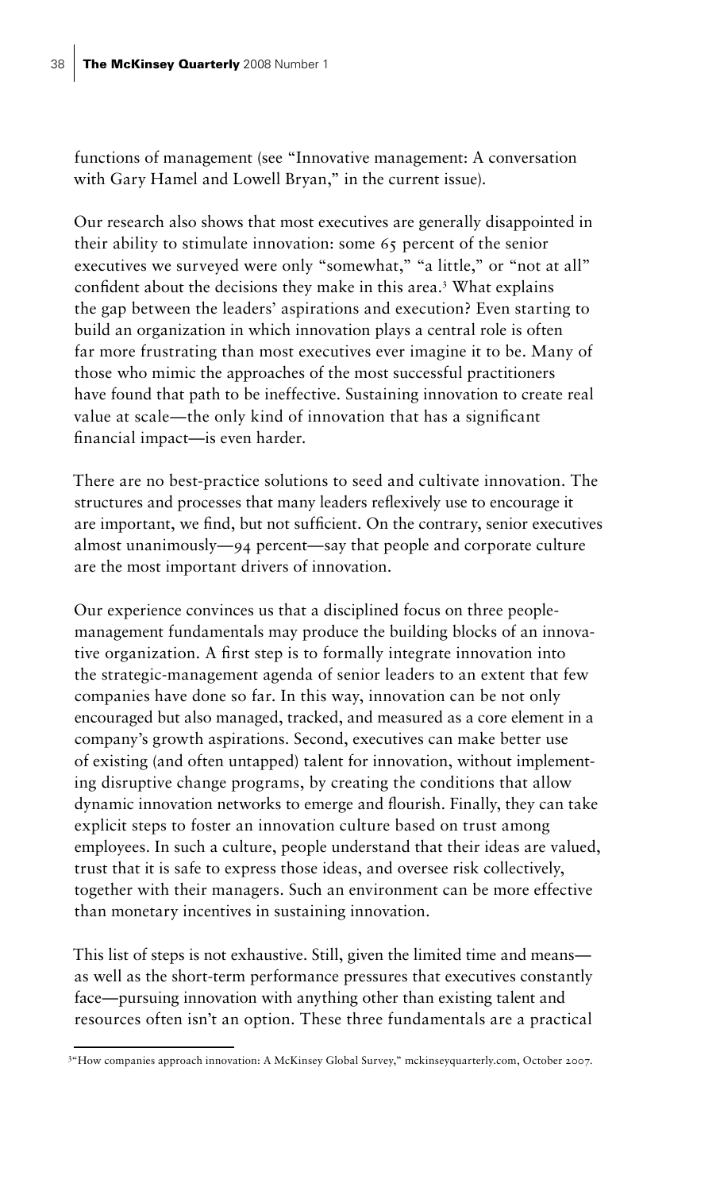functions of management (see "Innovative management: A conversation with Gary Hamel and Lowell Bryan," in the current issue).

Our research also shows that most executives are generally disappointed in their ability to stimulate innovation: some 65 percent of the senior executives we surveyed were only "somewhat," "a little," or "not at all" confident about the decisions they make in this area.[3] What explains the gap between the leaders' aspirations and execution? Even starting to build an organization in which innovation plays a central role is often far more frustrating than most executives ever imagine it to be. Many of those who mimic the approaches of the most successful practitioners have found that path to be ineffective. Sustaining innovation to create real value at scale—the only kind of innovation that has a significant financial impact—is even harder.

There are no best-practice solutions to seed and cultivate innovation. The structures and processes that many leaders reflexively use to encourage it are important, we find, but not sufficient. On the contrary, senior executives almost unanimously—94 percent—say that people and corporate culture are the most important drivers of innovation.

Our experience convinces us that a disciplined focus on three people-management fundamentals may produce the building blocks of an innovative organization. A first step is to formally integrate innovation into the strategic-management agenda of senior leaders to an extent that few companies have done so far. In this way, innovation can be not only encouraged but also managed, tracked, and measured as a core element in a company's growth aspirations. Second, executives can make better use of existing (and often untapped) talent for innovation, without implementing disruptive change programs, by creating the conditions that allow dynamic innovation networks to emerge and flourish. Finally, they can take explicit steps to foster an innovation culture based on trust among employees. In such a culture, people understand that their ideas are valued, trust that it is safe to express those ideas, and oversee risk collectively, together with their managers. Such an environment can be more effective than monetary incentives in sustaining innovation.

This list of steps is not exhaustive. Still, given the limited time and means—as well as the short-term performance pressures that executives constantly face—pursuing innovation with anything other than existing talent and resources often isn't an option. These three fundamentals are a practical

[3] "How companies approach innovation: A McKinsey Global Survey," mckinseyquarterly.com, October 2007.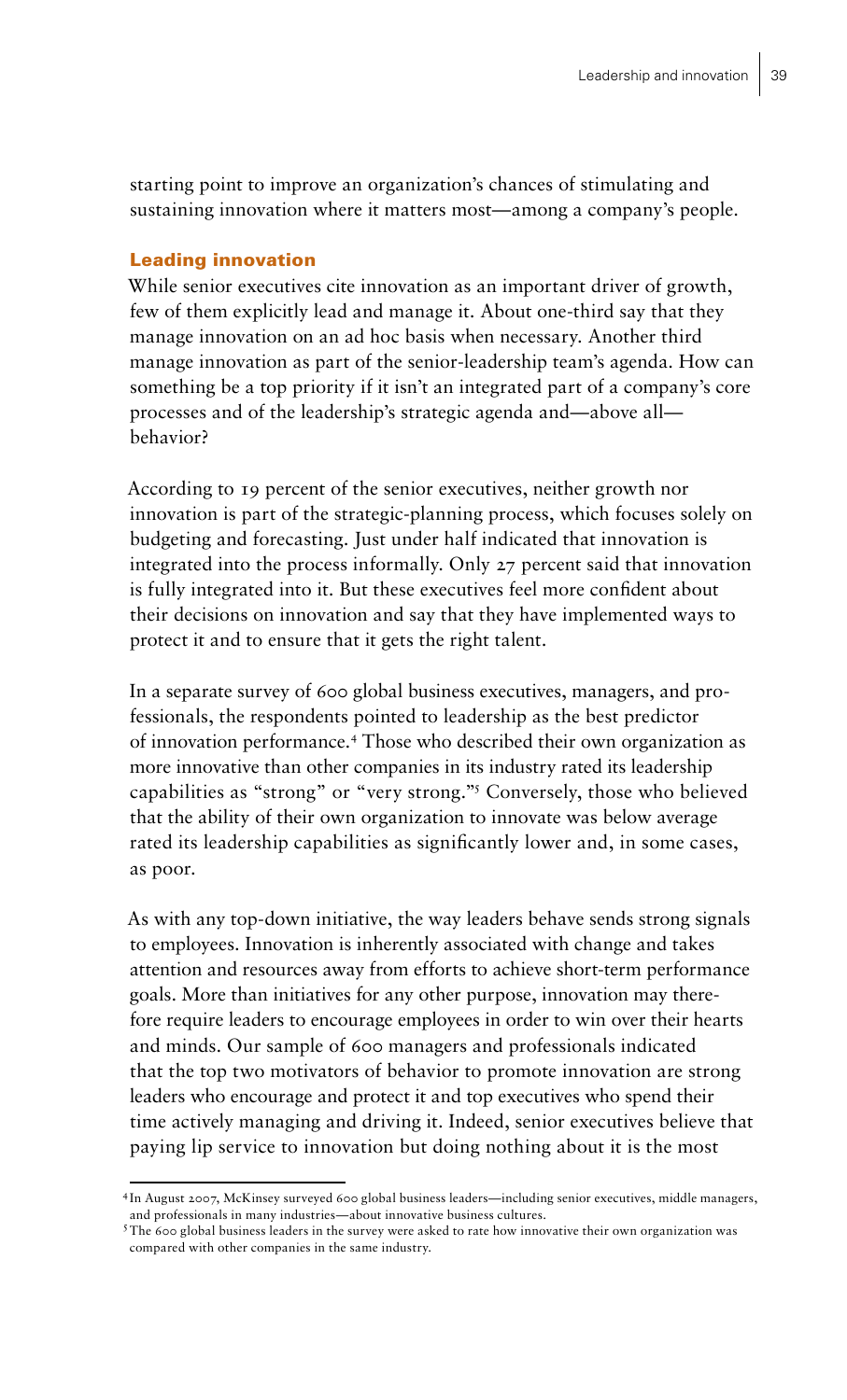starting point to improve an organization's chances of stimulating and sustaining innovation where it matters most—among a company's people.

## Leading innovation

While senior executives cite innovation as an important driver of growth, few of them explicitly lead and manage it. About one-third say that they manage innovation on an ad hoc basis when necessary. Another third manage innovation as part of the senior-leadership team's agenda. How can something be a top priority if it isn't an integrated part of a company's core processes and of the leadership's strategic agenda and—above all—behavior?

According to 19 percent of the senior executives, neither growth nor innovation is part of the strategic-planning process, which focuses solely on budgeting and forecasting. Just under half indicated that innovation is integrated into the process informally. Only 27 percent said that innovation is fully integrated into it. But these executives feel more confident about their decisions on innovation and say that they have implemented ways to protect it and to ensure that it gets the right talent.

In a separate survey of 600 global business executives, managers, and professionals, the respondents pointed to leadership as the best predictor of innovation performance.[4] Those who described their own organization as more innovative than other companies in its industry rated its leadership capabilities as "strong" or "very strong."[5] Conversely, those who believed that the ability of their own organization to innovate was below average rated its leadership capabilities as significantly lower and, in some cases, as poor.

As with any top-down initiative, the way leaders behave sends strong signals to employees. Innovation is inherently associated with change and takes attention and resources away from efforts to achieve short-term performance goals. More than initiatives for any other purpose, innovation may therefore require leaders to encourage employees in order to win over their hearts and minds. Our sample of 600 managers and professionals indicated that the top two motivators of behavior to promote innovation are strong leaders who encourage and protect it and top executives who spend their time actively managing and driving it. Indeed, senior executives believe that paying lip service to innovation but doing nothing about it is the most

[4] In August 2007, McKinsey surveyed 600 global business leaders—including senior executives, middle managers, and professionals in many industries—about innovative business cultures.

[5] The 600 global business leaders in the survey were asked to rate how innovative their own organization was compared with other companies in the same industry.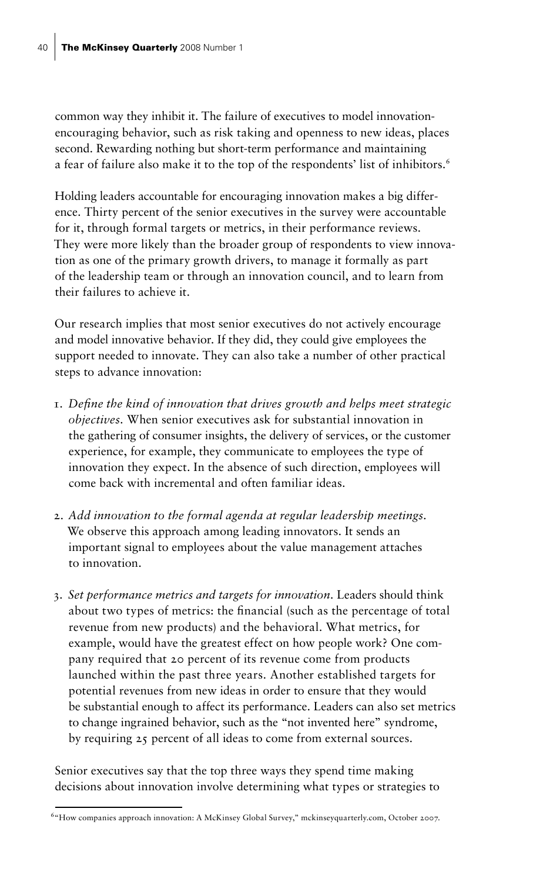common way they inhibit it. The failure of executives to model innovation-encouraging behavior, such as risk taking and openness to new ideas, places second. Rewarding nothing but short-term performance and maintaining a fear of failure also make it to the top of the respondents' list of inhibitors.[6]

Holding leaders accountable for encouraging innovation makes a big difference. Thirty percent of the senior executives in the survey were accountable for it, through formal targets or metrics, in their performance reviews. They were more likely than the broader group of respondents to view innovation as one of the primary growth drivers, to manage it formally as part of the leadership team or through an innovation council, and to learn from their failures to achieve it.

Our research implies that most senior executives do not actively encourage and model innovative behavior. If they did, they could give employees the support needed to innovate. They can also take a number of other practical steps to advance innovation:

1. *Define the kind of innovation that drives growth and helps meet strategic objectives.* When senior executives ask for substantial innovation in the gathering of consumer insights, the delivery of services, or the customer experience, for example, they communicate to employees the type of innovation they expect. In the absence of such direction, employees will come back with incremental and often familiar ideas.

2. *Add innovation to the formal agenda at regular leadership meetings.* We observe this approach among leading innovators. It sends an important signal to employees about the value management attaches to innovation.

3. *Set performance metrics and targets for innovation.* Leaders should think about two types of metrics: the financial (such as the percentage of total revenue from new products) and the behavioral. What metrics, for example, would have the greatest effect on how people work? One company required that 20 percent of its revenue come from products launched within the past three years. Another established targets for potential revenues from new ideas in order to ensure that they would be substantial enough to affect its performance. Leaders can also set metrics to change ingrained behavior, such as the "not invented here" syndrome, by requiring 25 percent of all ideas to come from external sources.

Senior executives say that the top three ways they spend time making decisions about innovation involve determining what types or strategies to

[6] "How companies approach innovation: A McKinsey Global Survey," mckinseyquarterly.com, October 2007.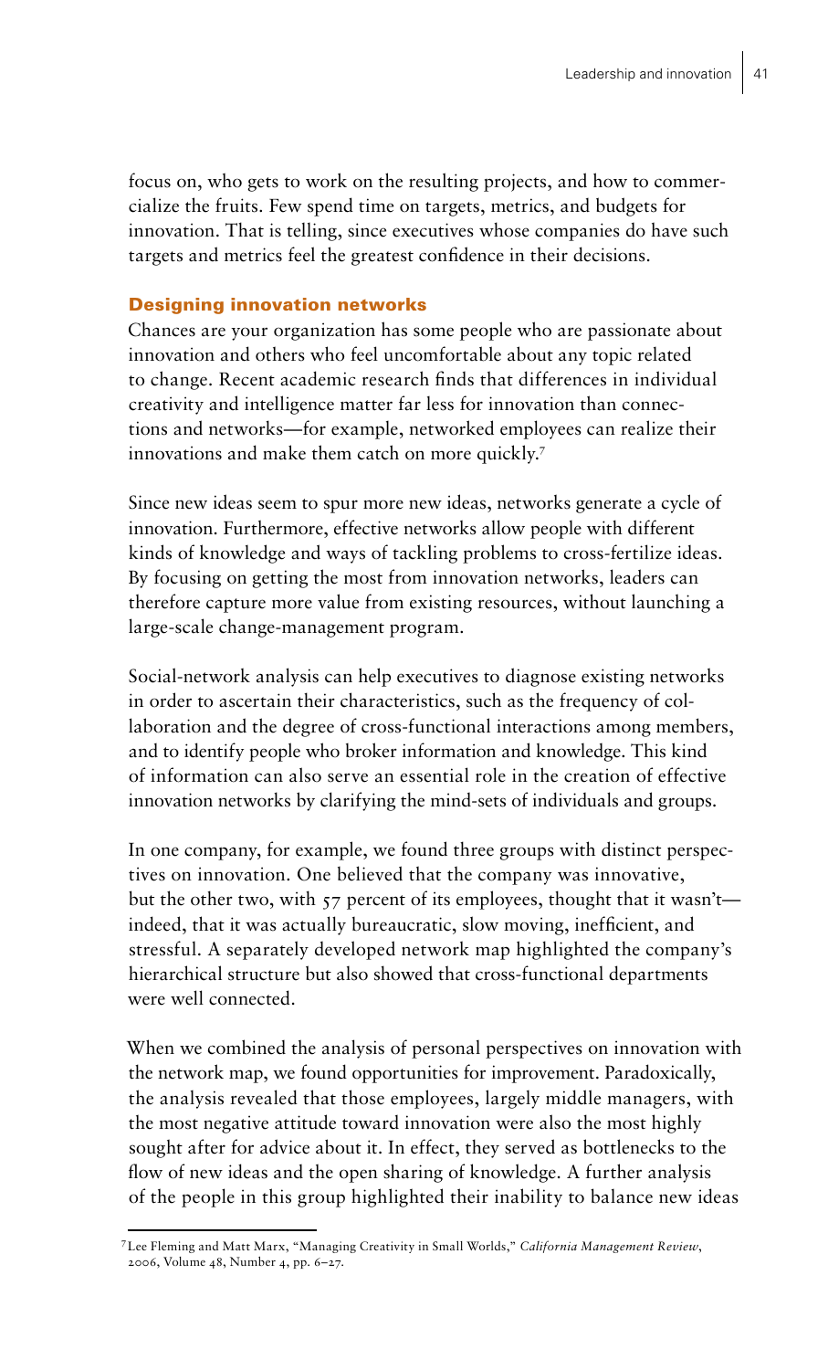focus on, who gets to work on the resulting projects, and how to commercialize the fruits. Few spend time on targets, metrics, and budgets for innovation. That is telling, since executives whose companies do have such targets and metrics feel the greatest confidence in their decisions.

### Designing innovation networks

Chances are your organization has some people who are passionate about innovation and others who feel uncomfortable about any topic related to change. Recent academic research finds that differences in individual creativity and intelligence matter far less for innovation than connections and networks—for example, networked employees can realize their innovations and make them catch on more quickly.[7]

Since new ideas seem to spur more new ideas, networks generate a cycle of innovation. Furthermore, effective networks allow people with different kinds of knowledge and ways of tackling problems to cross-fertilize ideas. By focusing on getting the most from innovation networks, leaders can therefore capture more value from existing resources, without launching a large-scale change-management program.

Social-network analysis can help executives to diagnose existing networks in order to ascertain their characteristics, such as the frequency of collaboration and the degree of cross-functional interactions among members, and to identify people who broker information and knowledge. This kind of information can also serve an essential role in the creation of effective innovation networks by clarifying the mind-sets of individuals and groups.

In one company, for example, we found three groups with distinct perspectives on innovation. One believed that the company was innovative, but the other two, with 57 percent of its employees, thought that it wasn't—indeed, that it was actually bureaucratic, slow moving, inefficient, and stressful. A separately developed network map highlighted the company's hierarchical structure but also showed that cross-functional departments were well connected.

When we combined the analysis of personal perspectives on innovation with the network map, we found opportunities for improvement. Paradoxically, the analysis revealed that those employees, largely middle managers, with the most negative attitude toward innovation were also the most highly sought after for advice about it. In effect, they served as bottlenecks to the flow of new ideas and the open sharing of knowledge. A further analysis of the people in this group highlighted their inability to balance new ideas

[7] Lee Fleming and Matt Marx, "Managing Creativity in Small Worlds," *California Management Review*, 2006, Volume 48, Number 4, pp. 6–27.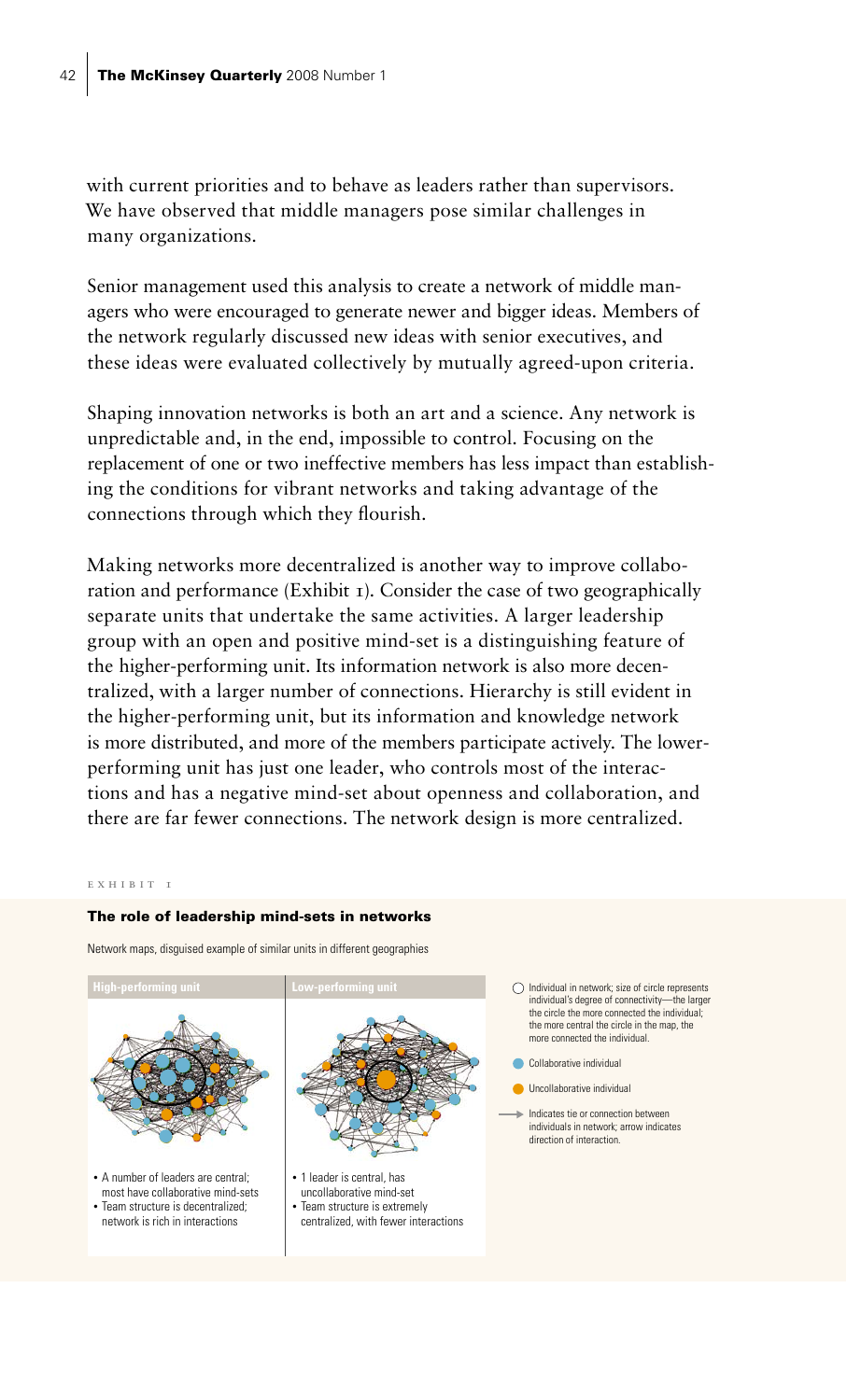with current priorities and to behave as leaders rather than supervisors. We have observed that middle managers pose similar challenges in many organizations.

Senior management used this analysis to create a network of middle managers who were encouraged to generate newer and bigger ideas. Members of the network regularly discussed new ideas with senior executives, and these ideas were evaluated collectively by mutually agreed-upon criteria.

Shaping innovation networks is both an art and a science. Any network is unpredictable and, in the end, impossible to control. Focusing on the replacement of one or two ineffective members has less impact than establishing the conditions for vibrant networks and taking advantage of the connections through which they flourish.

Making networks more decentralized is another way to improve collaboration and performance (Exhibit 1). Consider the case of two geographically separate units that undertake the same activities. A larger leadership group with an open and positive mind-set is a distinguishing feature of the higher-performing unit. Its information network is also more decentralized, with a larger number of connections. Hierarchy is still evident in the higher-performing unit, but its information and knowledge network is more distributed, and more of the members participate actively. The lower-performing unit has just one leader, who controls most of the interactions and has a negative mind-set about openness and collaboration, and there are far fewer connections. The network design is more centralized.

EXHIBIT 1

**The role of leadership mind-sets in networks**

Network maps, disguised example of similar units in different geographies

| High-performing unit | Low-performing unit |
| --- | --- |
| • A number of leaders are central; most have collaborative mind-sets<br>• Team structure is decentralized; network is rich in interactions | • 1 leader is central, has uncollaborative mind-set<br>• Team structure is extremely centralized, with fewer interactions |

- Individual in network; size of circle represents individual's degree of connectivity—the larger the circle the more connected the individual; the more central the circle in the map, the more connected the individual.
- Collaborative individual
- Uncollaborative individual
- Indicates tie or connection between individuals in network; arrow indicates direction of interaction.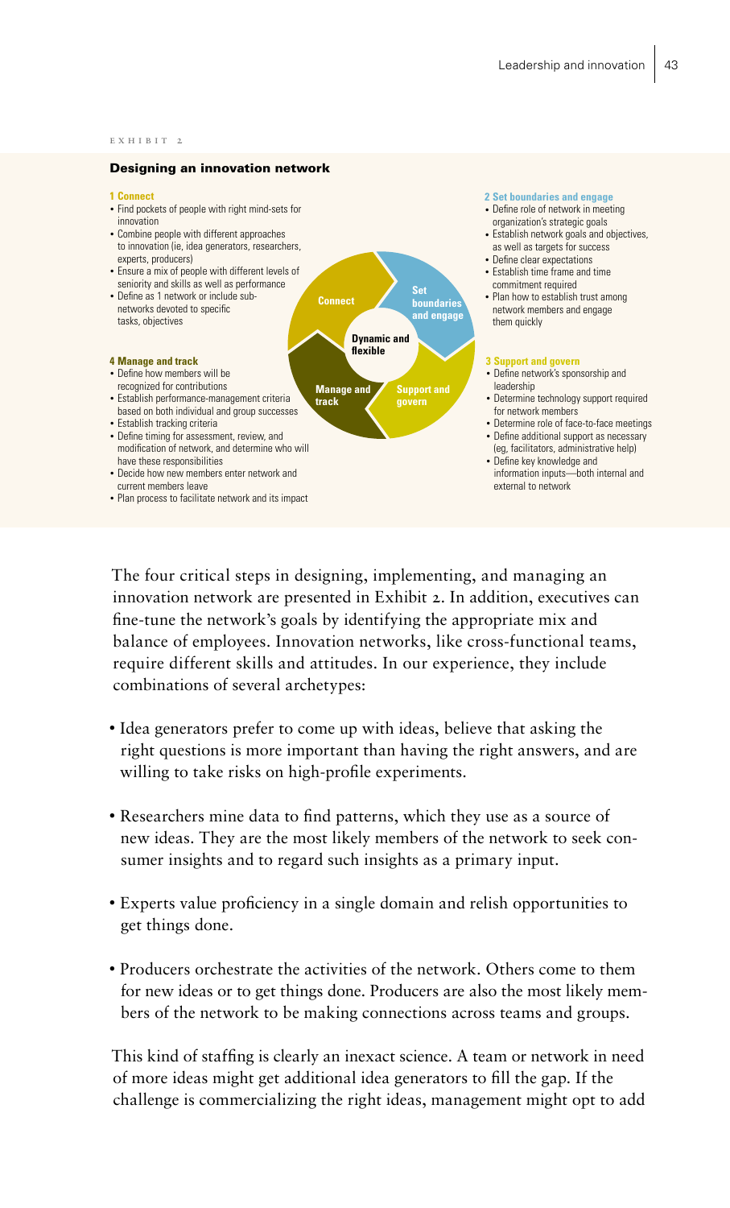EXHIBIT 2

**Designing an innovation network**

**1 Connect**
- Find pockets of people with right mind-sets for innovation
- Combine people with different approaches to innovation (ie, idea generators, researchers, experts, producers)
- Ensure a mix of people with different levels of seniority and skills as well as performance
- Define as 1 network or include sub-networks devoted to specific tasks, objectives

**2 Set boundaries and engage**
- Define role of network in meeting organization's strategic goals
- Establish network goals and objectives, as well as targets for success
- Define clear expectations
- Establish time frame and time commitment required
- Plan how to establish trust among network members and engage them quickly

**3 Support and govern**
- Define network's sponsorship and leadership
- Determine technology support required for network members
- Determine role of face-to-face meetings
- Define additional support as necessary (eg, facilitators, administrative help)
- Define key knowledge and information inputs—both internal and external to network

**4 Manage and track**
- Define how members will be recognized for contributions
- Establish performance-management criteria based on both individual and group successes
- Establish tracking criteria
- Define timing for assessment, review, and modification of network, and determine who will have these responsibilities
- Decide how new members enter network and current members leave
- Plan process to facilitate network and its impact

Connect → Set boundaries and engage → Support and govern → Manage and track (center: Dynamic and flexible)

The four critical steps in designing, implementing, and managing an innovation network are presented in Exhibit 2. In addition, executives can fine-tune the network's goals by identifying the appropriate mix and balance of employees. Innovation networks, like cross-functional teams, require different skills and attitudes. In our experience, they include combinations of several archetypes:

- Idea generators prefer to come up with ideas, believe that asking the right questions is more important than having the right answers, and are willing to take risks on high-profile experiments.
- Researchers mine data to find patterns, which they use as a source of new ideas. They are the most likely members of the network to seek consumer insights and to regard such insights as a primary input.
- Experts value proficiency in a single domain and relish opportunities to get things done.
- Producers orchestrate the activities of the network. Others come to them for new ideas or to get things done. Producers are also the most likely members of the network to be making connections across teams and groups.

This kind of staffing is clearly an inexact science. A team or network in need of more ideas might get additional idea generators to fill the gap. If the challenge is commercializing the right ideas, management might opt to add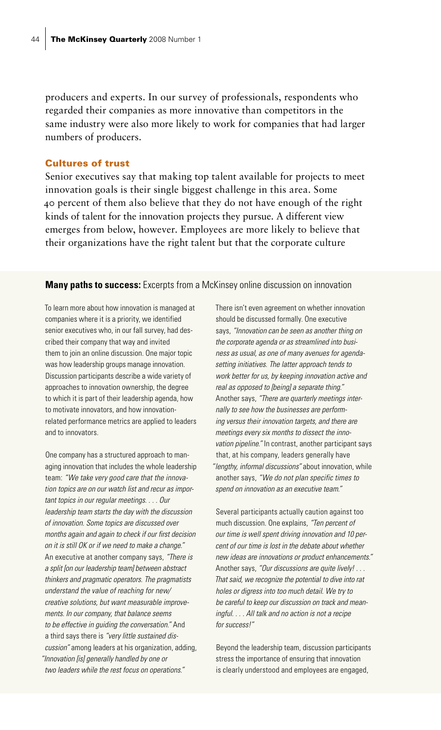producers and experts. In our survey of professionals, respondents who regarded their companies as more innovative than competitors in the same industry were also more likely to work for companies that had larger numbers of producers.

## Cultures of trust

Senior executives say that making top talent available for projects to meet innovation goals is their single biggest challenge in this area. Some 40 percent of them also believe that they do not have enough of the right kinds of talent for the innovation projects they pursue. A different view emerges from below, however. Employees are more likely to believe that their organizations have the right talent but that the corporate culture

---

**Many paths to success:** Excerpts from a McKinsey online discussion on innovation

To learn more about how innovation is managed at companies where it is a priority, we identified senior executives who, in our fall survey, had described their company that way and invited them to join an online discussion. One major topic was how leadership groups manage innovation. Discussion participants describe a wide variety of approaches to innovation ownership, the degree to which it is part of their leadership agenda, how to motivate innovators, and how innovation-related performance metrics are applied to leaders and to innovators.

One company has a structured approach to managing innovation that includes the whole leadership team: *"We take very good care that the innovation topics are on our watch list and recur as important topics in our regular meetings. . . . Our leadership team starts the day with the discussion of innovation. Some topics are discussed over months again and again to check if our first decision on it is still OK or if we need to make a change."* An executive at another company says, *"There is a split [on our leadership team] between abstract thinkers and pragmatic operators. The pragmatists understand the value of reaching for new/creative solutions, but want measurable improvements. In our company, that balance seems to be effective in guiding the conversation."* And a third says there is *"very little sustained discussion"* among leaders at his organization, adding, *"Innovation [is] generally handled by one or two leaders while the rest focus on operations."*

There isn't even agreement on whether innovation should be discussed formally. One executive says, *"Innovation can be seen as another thing on the corporate agenda or as streamlined into business as usual, as one of many avenues for agenda-setting initiatives. The latter approach tends to work better for us, by keeping innovation active and real as opposed to [being] a separate thing."* Another says, *"There are quarterly meetings internally to see how the businesses are performing versus their innovation targets, and there are meetings every six months to dissect the innovation pipeline."* In contrast, another participant says that, at his company, leaders generally have *"lengthy, informal discussions"* about innovation, while another says, *"We do not plan specific times to spend on innovation as an executive team."*

Several participants actually caution against too much discussion. One explains, *"Ten percent of our time is well spent driving innovation and 10 percent of our time is lost in the debate about whether new ideas are innovations or product enhancements."* Another says, *"Our discussions are quite lively! . . . That said, we recognize the potential to dive into rat holes or digress into too much detail. We try to be careful to keep our discussion on track and meaningful. . . . All talk and no action is not a recipe for success!"*

Beyond the leadership team, discussion participants stress the importance of ensuring that innovation is clearly understood and employees are engaged,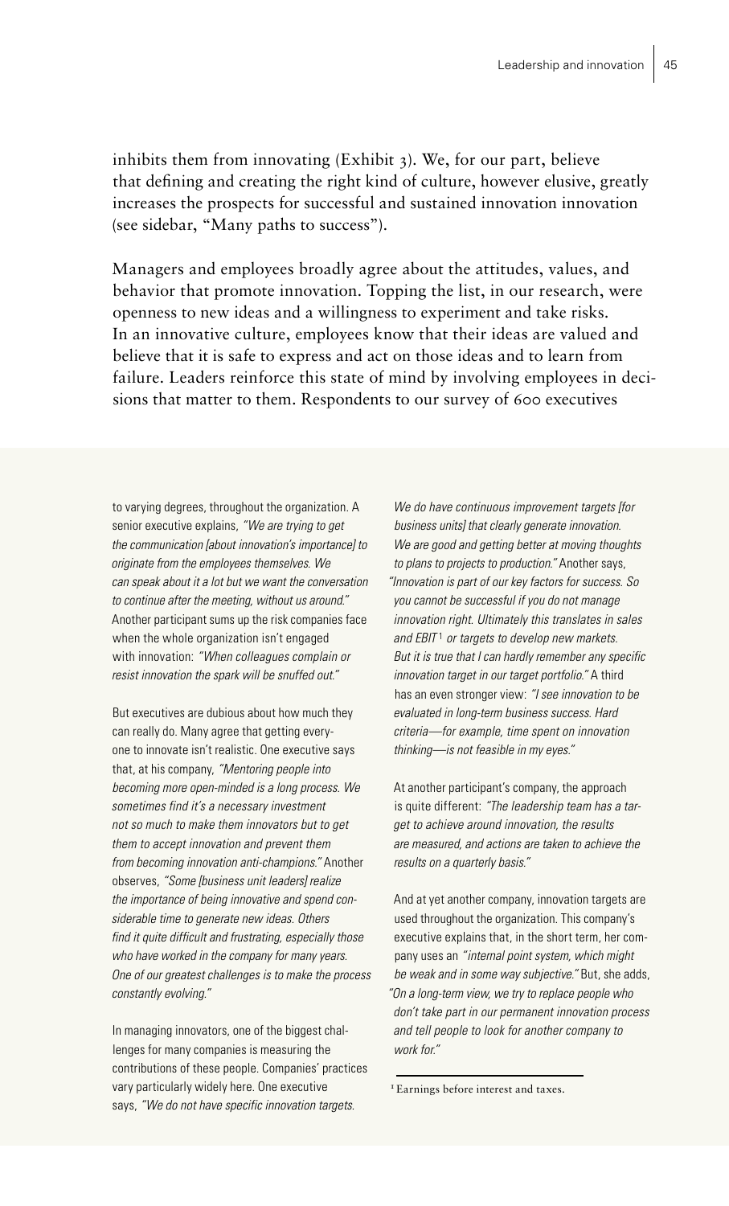inhibits them from innovating (Exhibit 3). We, for our part, believe that defining and creating the right kind of culture, however elusive, greatly increases the prospects for successful and sustained innovation innovation (see sidebar, "Many paths to success").

Managers and employees broadly agree about the attitudes, values, and behavior that promote innovation. Topping the list, in our research, were openness to new ideas and a willingness to experiment and take risks. In an innovative culture, employees know that their ideas are valued and believe that it is safe to express and act on those ideas and to learn from failure. Leaders reinforce this state of mind by involving employees in decisions that matter to them. Respondents to our survey of 600 executives

to varying degrees, throughout the organization. A senior executive explains, *"We are trying to get the communication [about innovation's importance] to originate from the employees themselves. We can speak about it a lot but we want the conversation to continue after the meeting, without us around."* Another participant sums up the risk companies face when the whole organization isn't engaged with innovation: *"When colleagues complain or resist innovation the spark will be snuffed out."*

But executives are dubious about how much they can really do. Many agree that getting everyone to innovate isn't realistic. One executive says that, at his company, *"Mentoring people into becoming more open-minded is a long process. We sometimes find it's a necessary investment not so much to make them innovators but to get them to accept innovation and prevent them from becoming innovation anti-champions."* Another observes, *"Some [business unit leaders] realize the importance of being innovative and spend considerable time to generate new ideas. Others find it quite difficult and frustrating, especially those who have worked in the company for many years. One of our greatest challenges is to make the process constantly evolving."*

In managing innovators, one of the biggest challenges for many companies is measuring the contributions of these people. Companies' practices vary particularly widely here. One executive says, *"We do not have specific innovation targets. We do have continuous improvement targets [for business units] that clearly generate innovation. We are good and getting better at moving thoughts to plans to projects to production."* Another says, *"Innovation is part of our key factors for success. So you cannot be successful if you do not manage innovation right. Ultimately this translates in sales and EBIT[1] or targets to develop new markets. But it is true that I can hardly remember any specific innovation target in our target portfolio."* A third has an even stronger view: *"I see innovation to be evaluated in long-term business success. Hard criteria—for example, time spent on innovation thinking—is not feasible in my eyes."*

At another participant's company, the approach is quite different: *"The leadership team has a target to achieve around innovation, the results are measured, and actions are taken to achieve the results on a quarterly basis."*

And at yet another company, innovation targets are used throughout the organization. This company's executive explains that, in the short term, her company uses an *"internal point system, which might be weak and in some way subjective."* But, she adds, *"On a long-term view, we try to replace people who don't take part in our permanent innovation process and tell people to look for another company to work for."*

[1] Earnings before interest and taxes.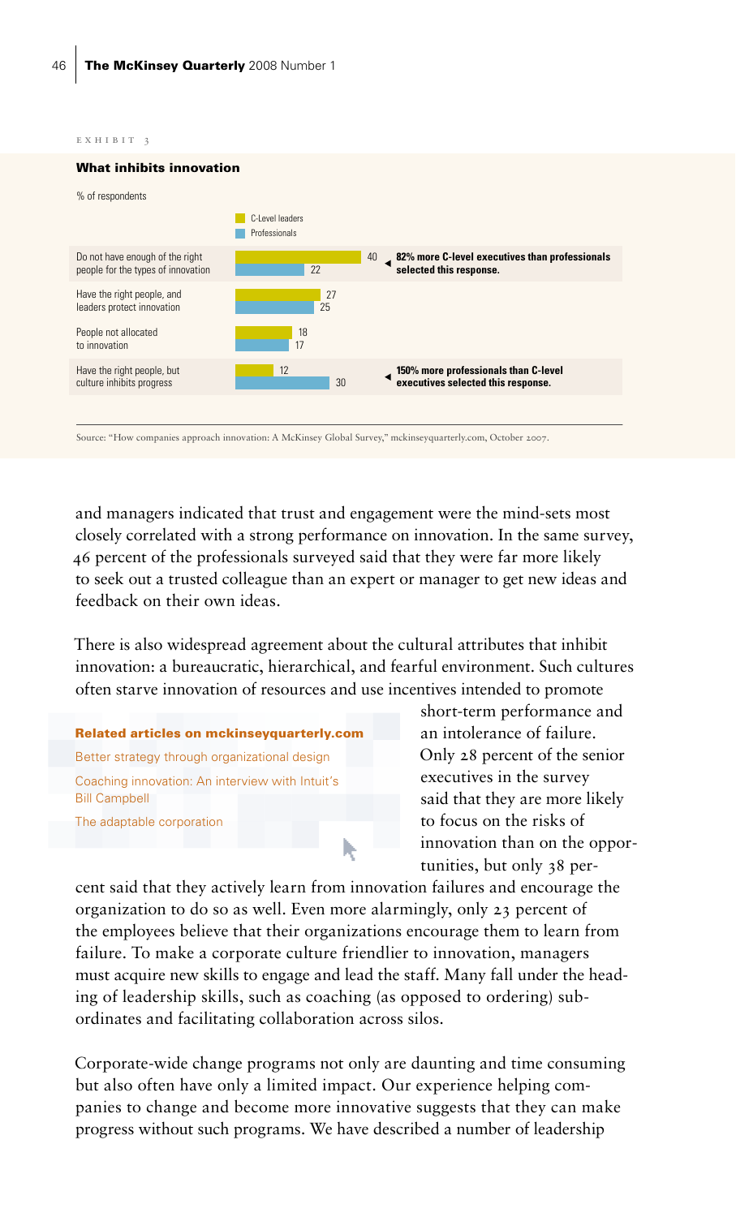EXHIBIT 3

**What inhibits innovation**

% of respondents

| | C-Level leaders | Professionals | |
|---|---|---|---|
| Do not have enough of the right people for the types of innovation | 40 | 22 | **82% more C-level executives than professionals selected this response.** |
| Have the right people, and leaders protect innovation | 27 | 25 | |
| People not allocated to innovation | 18 | 17 | |
| Have the right people, but culture inhibits progress | 12 | 30 | **150% more professionals than C-level executives selected this response.** |

Source: "How companies approach innovation: A McKinsey Global Survey," mckinseyquarterly.com, October 2007.

and managers indicated that trust and engagement were the mind-sets most closely correlated with a strong performance on innovation. In the same survey, 46 percent of the professionals surveyed said that they were far more likely to seek out a trusted colleague than an expert or manager to get new ideas and feedback on their own ideas.

There is also widespread agreement about the cultural attributes that inhibit innovation: a bureaucratic, hierarchical, and fearful environment. Such cultures often starve innovation of resources and use incentives intended to promote short-term performance and an intolerance of failure. Only 28 percent of the senior executives in the survey said that they are more likely to focus on the risks of innovation than on the opportunities, but only 38 percent said that they actively learn from innovation failures and encourage the organization to do so as well. Even more alarmingly, only 23 percent of the employees believe that their organizations encourage them to learn from failure. To make a corporate culture friendlier to innovation, managers must acquire new skills to engage and lead the staff. Many fall under the heading of leadership skills, such as coaching (as opposed to ordering) subordinates and facilitating collaboration across silos.

**Related articles on mckinseyquarterly.com**

Better strategy through organizational design

Coaching innovation: An interview with Intuit's Bill Campbell

The adaptable corporation

Corporate-wide change programs not only are daunting and time consuming but also often have only a limited impact. Our experience helping companies to change and become more innovative suggests that they can make progress without such programs. We have described a number of leadership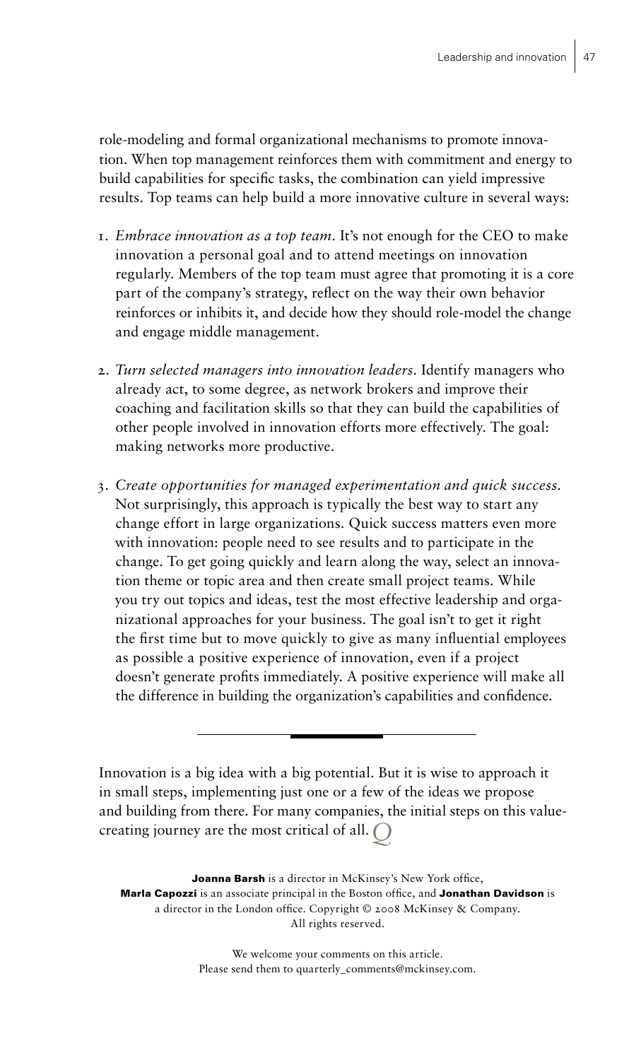role-modeling and formal organizational mechanisms to promote innovation. When top management reinforces them with commitment and energy to build capabilities for specific tasks, the combination can yield impressive results. Top teams can help build a more innovative culture in several ways:

1. *Embrace innovation as a top team.* It's not enough for the CEO to make innovation a personal goal and to attend meetings on innovation regularly. Members of the top team must agree that promoting it is a core part of the company's strategy, reflect on the way their own behavior reinforces or inhibits it, and decide how they should role-model the change and engage middle management.

2. *Turn selected managers into innovation leaders.* Identify managers who already act, to some degree, as network brokers and improve their coaching and facilitation skills so that they can build the capabilities of other people involved in innovation efforts more effectively. The goal: making networks more productive.

3. *Create opportunities for managed experimentation and quick success.* Not surprisingly, this approach is typically the best way to start any change effort in large organizations. Quick success matters even more with innovation: people need to see results and to participate in the change. To get going quickly and learn along the way, select an innovation theme or topic area and then create small project teams. While you try out topics and ideas, test the most effective leadership and organizational approaches for your business. The goal isn't to get it right the first time but to move quickly to give as many influential employees as possible a positive experience of innovation, even if a project doesn't generate profits immediately. A positive experience will make all the difference in building the organization's capabilities and confidence.

---

Innovation is a big idea with a big potential. But it is wise to approach it in small steps, implementing just one or a few of the ideas we propose and building from there. For many companies, the initial steps on this value-creating journey are the most critical of all. *Q*

**Joanna Barsh** is a director in McKinsey's New York office, **Marla Capozzi** is an associate principal in the Boston office, and **Jonathan Davidson** is a director in the London office. Copyright © 2008 McKinsey & Company. All rights reserved.

We welcome your comments on this article. Please send them to quarterly_comments@mckinsey.com.